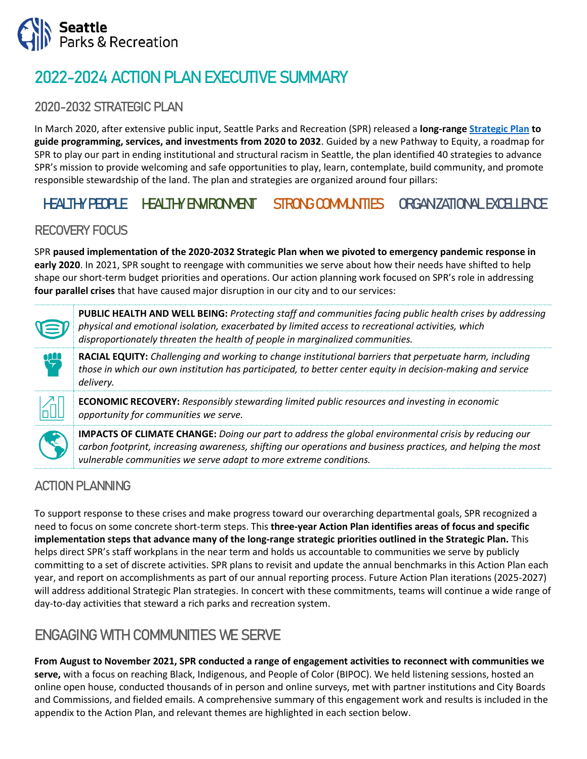Seattle Parks & Recreation

# 2022-2024 ACTION PLAN EXECUTIVE SUMMARY

## 2020-2032 STRATEGIC PLAN

In March 2020, after extensive public input, Seattle Parks and Recreation (SPR) released a **long-range Strategic Plan to guide programming, services, and investments from 2020 to 2032**. Guided by a new Pathway to Equity, a roadmap for SPR to play our part in ending institutional and structural racism in Seattle, the plan identified 40 strategies to advance SPR's mission to provide welcoming and safe opportunities to play, learn, contemplate, build community, and promote responsible stewardship of the land. The plan and strategies are organized around four pillars:

HEALTHY PEOPLE HEALTHY ENVIRONMENT STRONG COMMUNITIES ORGANIZATIONAL EXCELLENCE

## RECOVERY FOCUS

SPR **paused implementation of the 2020-2032 Strategic Plan when we pivoted to emergency pandemic response in early 2020**. In 2021, SPR sought to reengage with communities we serve about how their needs have shifted to help shape our short-term budget priorities and operations. Our action planning work focused on SPR's role in addressing **four parallel crises** that have caused major disruption in our city and to our services:

- **PUBLIC HEALTH AND WELL BEING:** *Protecting staff and communities facing public health crises by addressing physical and emotional isolation, exacerbated by limited access to recreational activities, which disproportionately threaten the health of people in marginalized communities.*
- **RACIAL EQUITY:** *Challenging and working to change institutional barriers that perpetuate harm, including those in which our own institution has participated, to better center equity in decision-making and service delivery.*
- **ECONOMIC RECOVERY:** *Responsibly stewarding limited public resources and investing in economic opportunity for communities we serve.*
- **IMPACTS OF CLIMATE CHANGE:** *Doing our part to address the global environmental crisis by reducing our carbon footprint, increasing awareness, shifting our operations and business practices, and helping the most vulnerable communities we serve adapt to more extreme conditions.*

## ACTION PLANNING

To support response to these crises and make progress toward our overarching departmental goals, SPR recognized a need to focus on some concrete short-term steps. This **three-year Action Plan identifies areas of focus and specific implementation steps that advance many of the long-range strategic priorities outlined in the Strategic Plan.** This helps direct SPR's staff workplans in the near term and holds us accountable to communities we serve by publicly committing to a set of discrete activities. SPR plans to revisit and update the annual benchmarks in this Action Plan each year, and report on accomplishments as part of our annual reporting process. Future Action Plan iterations (2025-2027) will address additional Strategic Plan strategies. In concert with these commitments, teams will continue a wide range of day-to-day activities that steward a rich parks and recreation system.

## ENGAGING WITH COMMUNITIES WE SERVE

**From August to November 2021, SPR conducted a range of engagement activities to reconnect with communities we serve,** with a focus on reaching Black, Indigenous, and People of Color (BIPOC). We held listening sessions, hosted an online open house, conducted thousands of in person and online surveys, met with partner institutions and City Boards and Commissions, and fielded emails. A comprehensive summary of this engagement work and results is included in the appendix to the Action Plan, and relevant themes are highlighted in each section below.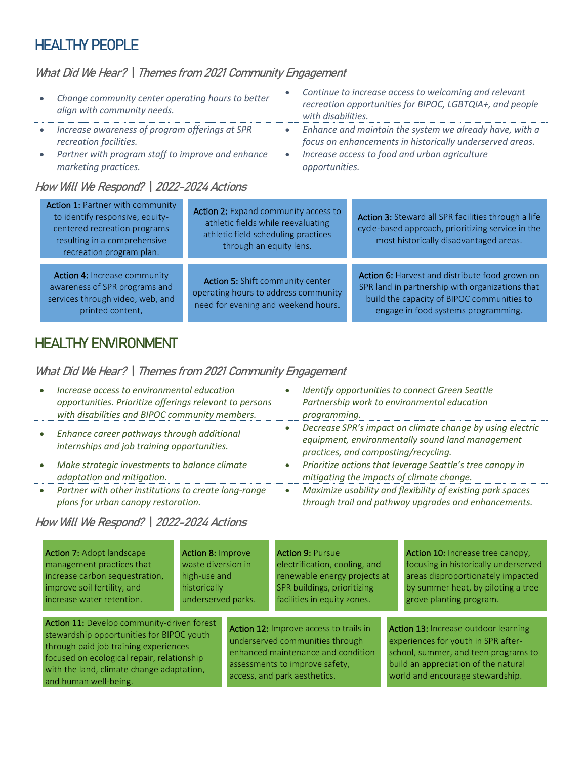## HEALTHY PEOPLE

### *What Did We Hear? | Themes from 2021 Community Engagement*

- *Change community center operating hours to better align with community needs.*
- *Increase awareness of program offerings at SPR recreation facilities.*
- *Partner with program staff to improve and enhance marketing practices.*
- *Continue to increase access to welcoming and relevant recreation opportunities for BIPOC, LGBTQIA+, and people with disabilities.*
- *Enhance and maintain the system we already have, with a focus on enhancements in historically underserved areas.*
- *Increase access to food and urban agriculture opportunities.*

### *How Will We Respond? | 2022-2024 Actions*

**Action 1:** Partner with community to identify responsive, equity-centered recreation programs resulting in a comprehensive recreation program plan.

**Action 2:** Expand community access to athletic fields while reevaluating athletic field scheduling practices through an equity lens.

**Action 3:** Steward all SPR facilities through a life cycle-based approach, prioritizing service in the most historically disadvantaged areas.

**Action 4:** Increase community awareness of SPR programs and services through video, web, and printed content.

**Action 5:** Shift community center operating hours to address community need for evening and weekend hours.

**Action 6:** Harvest and distribute food grown on SPR land in partnership with organizations that build the capacity of BIPOC communities to engage in food systems programming.

## HEALTHY ENVIRONMENT

### *What Did We Hear? | Themes from 2021 Community Engagement*

- *Increase access to environmental education opportunities. Prioritize offerings relevant to persons with disabilities and BIPOC community members.*
- *Enhance career pathways through additional internships and job training opportunities.*
- *Make strategic investments to balance climate adaptation and mitigation.*
- *Partner with other institutions to create long-range plans for urban canopy restoration.*
- *Identify opportunities to connect Green Seattle Partnership work to environmental education programming.*
- *Decrease SPR's impact on climate change by using electric equipment, environmentally sound land management practices, and composting/recycling.*
- *Prioritize actions that leverage Seattle's tree canopy in mitigating the impacts of climate change.*
- *Maximize usability and flexibility of existing park spaces through trail and pathway upgrades and enhancements.*

### *How Will We Respond? | 2022-2024 Actions*

**Action 7:** Adopt landscape management practices that increase carbon sequestration, improve soil fertility, and increase water retention.

**Action 8:** Improve waste diversion in high-use and historically underserved parks.

**Action 9:** Pursue electrification, cooling, and renewable energy projects at SPR buildings, prioritizing facilities in equity zones.

**Action 10:** Increase tree canopy, focusing in historically underserved areas disproportionately impacted by summer heat, by piloting a tree grove planting program.

**Action 11:** Develop community-driven forest stewardship opportunities for BIPOC youth through paid job training experiences focused on ecological repair, relationship with the land, climate change adaptation, and human well-being.

**Action 12:** Improve access to trails in underserved communities through enhanced maintenance and condition assessments to improve safety, access, and park aesthetics.

**Action 13:** Increase outdoor learning experiences for youth in SPR after-school, summer, and teen programs to build an appreciation of the natural world and encourage stewardship.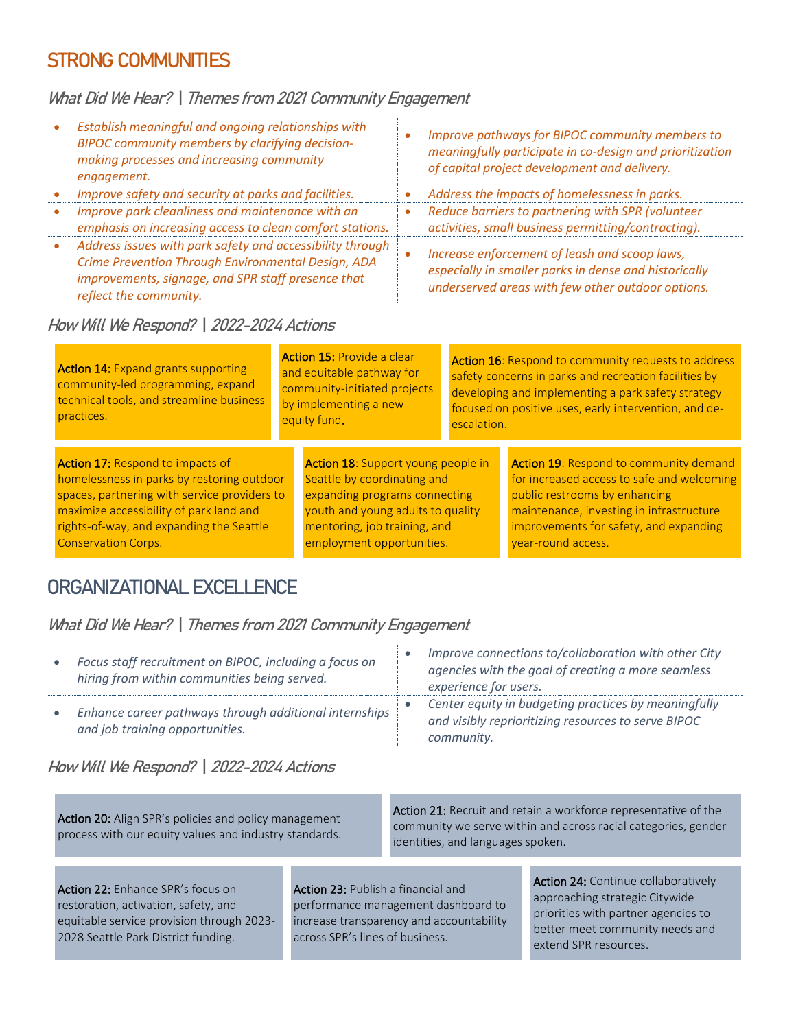## STRONG COMMUNITIES

### *What Did We Hear? | Themes from 2021 Community Engagement*

- *Establish meaningful and ongoing relationships with BIPOC community members by clarifying decision-making processes and increasing community engagement.*
- *Improve pathways for BIPOC community members to meaningfully participate in co-design and prioritization of capital project development and delivery.*
- *Improve safety and security at parks and facilities.*
- *Address the impacts of homelessness in parks.*
- *Improve park cleanliness and maintenance with an emphasis on increasing access to clean comfort stations.*
- *Reduce barriers to partnering with SPR (volunteer activities, small business permitting/contracting).*
- *Address issues with park safety and accessibility through Crime Prevention Through Environmental Design, ADA improvements, signage, and SPR staff presence that reflect the community.*
- *Increase enforcement of leash and scoop laws, especially in smaller parks in dense and historically underserved areas with few other outdoor options.*

### *How Will We Respond? | 2022-2024 Actions*

**Action 14:** Expand grants supporting community-led programming, expand technical tools, and streamline business practices.

**Action 15:** Provide a clear and equitable pathway for community-initiated projects by implementing a new equity fund.

**Action 16**: Respond to community requests to address safety concerns in parks and recreation facilities by developing and implementing a park safety strategy focused on positive uses, early intervention, and de-escalation.

**Action 17:** Respond to impacts of homelessness in parks by restoring outdoor spaces, partnering with service providers to maximize accessibility of park land and rights-of-way, and expanding the Seattle Conservation Corps.

**Action 18**: Support young people in Seattle by coordinating and expanding programs connecting youth and young adults to quality mentoring, job training, and employment opportunities.

**Action 19**: Respond to community demand for increased access to safe and welcoming public restrooms by enhancing maintenance, investing in infrastructure improvements for safety, and expanding year-round access.

## ORGANIZATIONAL EXCELLENCE

### *What Did We Hear? | Themes from 2021 Community Engagement*

- *Focus staff recruitment on BIPOC, including a focus on hiring from within communities being served.*
- *Improve connections to/collaboration with other City agencies with the goal of creating a more seamless experience for users.*
- *Enhance career pathways through additional internships and job training opportunities.*
- *Center equity in budgeting practices by meaningfully and visibly reprioritizing resources to serve BIPOC community.*

### *How Will We Respond? | 2022-2024 Actions*

**Action 20:** Align SPR's policies and policy management process with our equity values and industry standards.

**Action 21:** Recruit and retain a workforce representative of the community we serve within and across racial categories, gender identities, and languages spoken.

**Action 22:** Enhance SPR's focus on restoration, activation, safety, and equitable service provision through 2023-2028 Seattle Park District funding.

**Action 23:** Publish a financial and performance management dashboard to increase transparency and accountability across SPR's lines of business.

**Action 24:** Continue collaboratively approaching strategic Citywide priorities with partner agencies to better meet community needs and extend SPR resources.